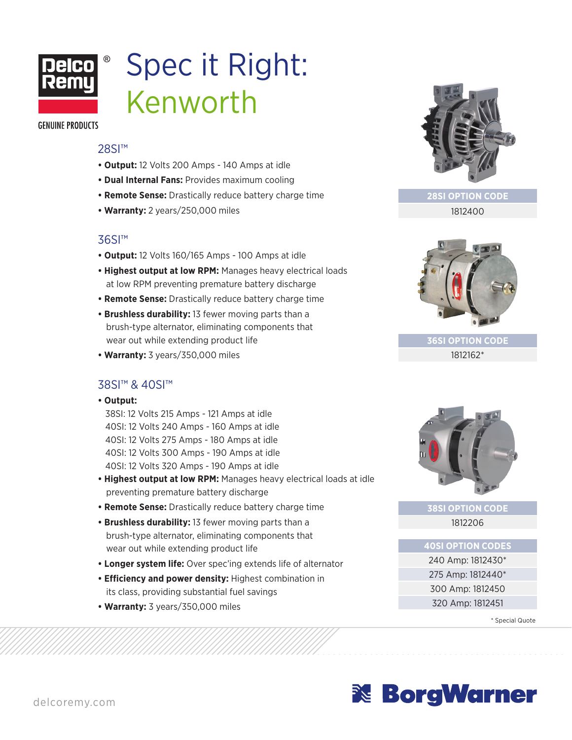Delco Remy® GENUINE PRODUCTS

# Spec it Right: Kenworth

## 28SI™

- **Output:** 12 Volts 200 Amps - 140 Amps at idle
- **Dual Internal Fans:** Provides maximum cooling
- **Remote Sense:** Drastically reduce battery charge time
- **Warranty:** 2 years/250,000 miles

| 28SI OPTION CODE |
| --- |
| 1812400 |

## 36SI™

- **Output:** 12 Volts 160/165 Amps - 100 Amps at idle
- **Highest output at low RPM:** Manages heavy electrical loads at low RPM preventing premature battery discharge
- **Remote Sense:** Drastically reduce battery charge time
- **Brushless durability:** 13 fewer moving parts than a brush-type alternator, eliminating components that wear out while extending product life
- **Warranty:** 3 years/350,000 miles

| 36SI OPTION CODE |
| --- |
| 1812162* |

## 38SI™ & 40SI™

- **Output:**
  38SI: 12 Volts 215 Amps - 121 Amps at idle
  40SI: 12 Volts 240 Amps - 160 Amps at idle
  40SI: 12 Volts 275 Amps - 180 Amps at idle
  40SI: 12 Volts 300 Amps - 190 Amps at idle
  40SI: 12 Volts 320 Amps - 190 Amps at idle
- **Highest output at low RPM:** Manages heavy electrical loads at idle preventing premature battery discharge
- **Remote Sense:** Drastically reduce battery charge time
- **Brushless durability:** 13 fewer moving parts than a brush-type alternator, eliminating components that wear out while extending product life
- **Longer system life:** Over spec'ing extends life of alternator
- **Efficiency and power density:** Highest combination in its class, providing substantial fuel savings
- **Warranty:** 3 years/350,000 miles

| 38SI OPTION CODE |
| --- |
| 1812206 |

| 40SI OPTION CODES |
| --- |
| 240 Amp: 1812430* |
| 275 Amp: 1812440* |
| 300 Amp: 1812450 |
| 320 Amp: 1812451 |

* Special Quote

delcoremy.com

BorgWarner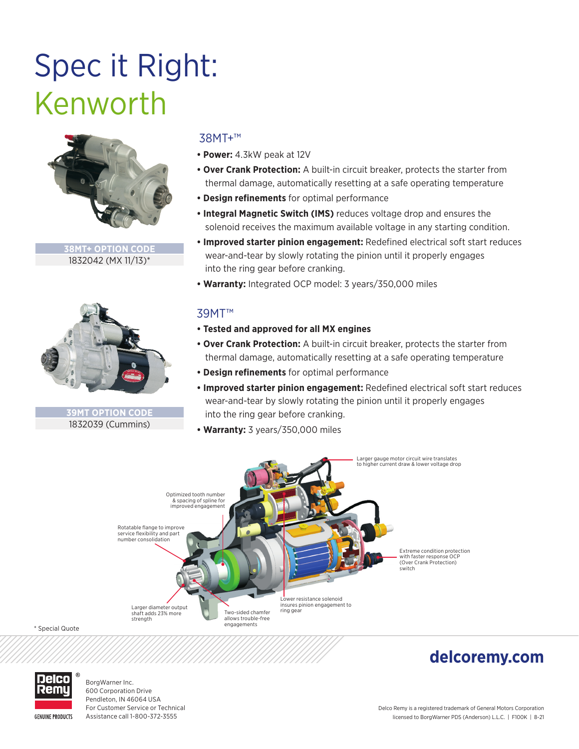# Spec it Right: Kenworth

**38MT+ OPTION CODE**

1832042 (MX 11/13)*

## 38MT+™

- **Power:** 4.3kW peak at 12V
- **Over Crank Protection:** A built-in circuit breaker, protects the starter from thermal damage, automatically resetting at a safe operating temperature
- **Design refinements** for optimal performance
- **Integral Magnetic Switch (IMS)** reduces voltage drop and ensures the solenoid receives the maximum available voltage in any starting condition.
- **Improved starter pinion engagement:** Redefined electrical soft start reduces wear-and-tear by slowly rotating the pinion until it properly engages into the ring gear before cranking.
- **Warranty:** Integrated OCP model: 3 years/350,000 miles

**39MT OPTION CODE**

1832039 (Cummins)

## 39MT™

- **Tested and approved for all MX engines**
- **Over Crank Protection:** A built-in circuit breaker, protects the starter from thermal damage, automatically resetting at a safe operating temperature
- **Design refinements** for optimal performance
- **Improved starter pinion engagement:** Redefined electrical soft start reduces wear-and-tear by slowly rotating the pinion until it properly engages into the ring gear before cranking.
- **Warranty:** 3 years/350,000 miles

Larger gauge motor circuit wire translates to higher current draw & lower voltage drop

Optimized tooth number & spacing of spline for improved engagement

Rotatable flange to improve service flexibility and part number consolidation

Extreme condition protection with faster response OCP (Over Crank Protection) switch

Larger diameter output shaft adds 23% more strength

Two-sided chamfer allows trouble-free engagements

Lower resistance solenoid insures pinion engagement to ring gear

* Special Quote

**delcoremy.com**

BorgWarner Inc.
600 Corporation Drive
Pendleton, IN 46064 USA
For Customer Service or Technical Assistance call 1-800-372-3555

Delco Remy is a registered trademark of General Motors Corporation licensed to BorgWarner PDS (Anderson) L.L.C. | F100K | 8-21